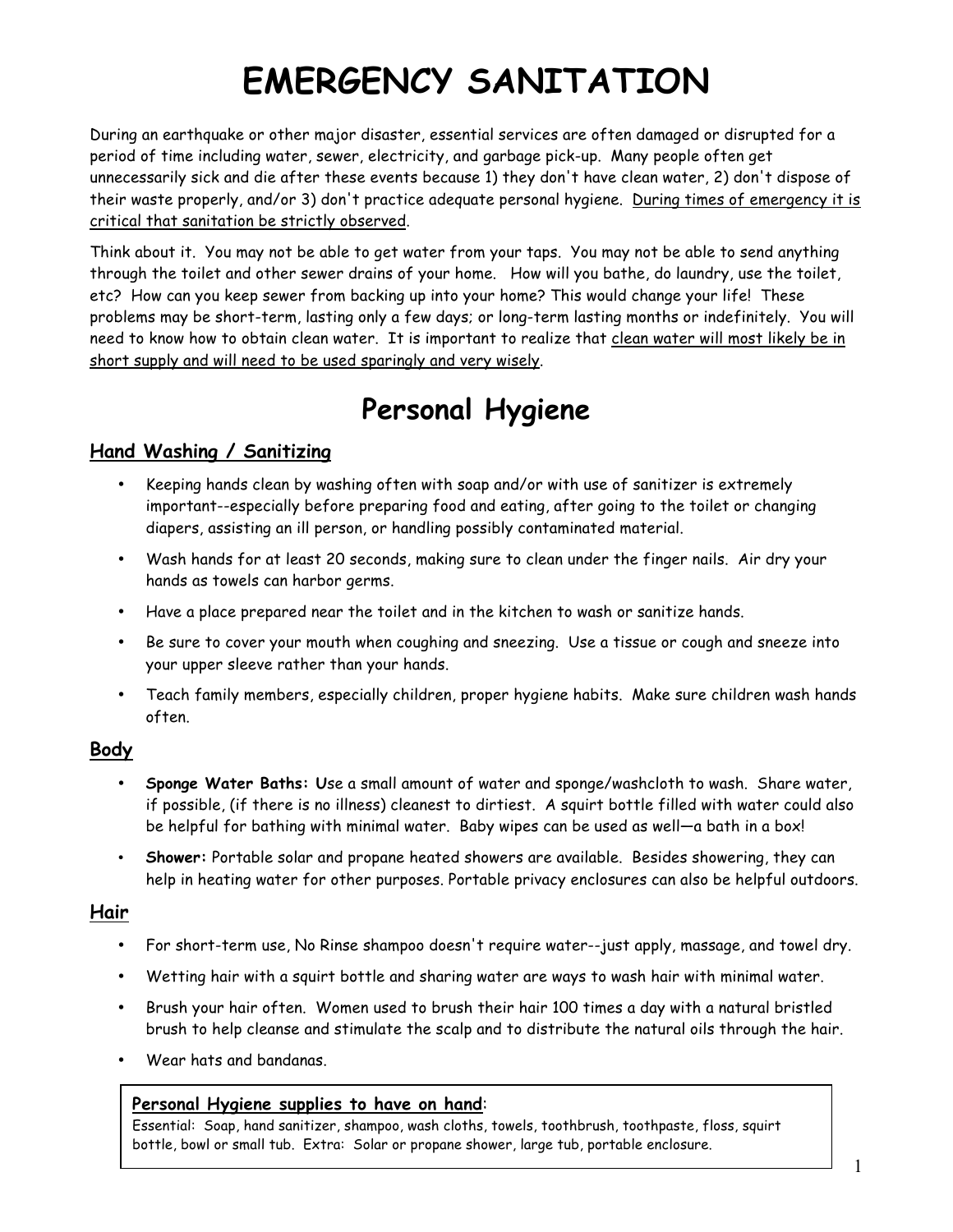# EMERGENCY SANITATION

During an earthquake or other major disaster, essential services are often damaged or disrupted for a period of time including water, sewer, electricity, and garbage pick-up. Many people often get unnecessarily sick and die after these events because 1) they don't have clean water, 2) don't dispose of their waste properly, and/or 3) don't practice adequate personal hygiene. <u>During times of emergency it is critical that sanitation be strictly observed</u>.

Think about it. You may not be able to get water from your taps. You may not be able to send anything through the toilet and other sewer drains of your home. How will you bathe, do laundry, use the toilet, etc? How can you keep sewer from backing up into your home? This would change your life! These problems may be short-term, lasting only a few days; or long-term lasting months or indefinitely. You will need to know how to obtain clean water. It is important to realize that <u>clean water will most likely be in short supply and will need to be used sparingly and very wisely</u>.

# Personal Hygiene

## Hand Washing / Sanitizing

- Keeping hands clean by washing often with soap and/or with use of sanitizer is extremely important--especially before preparing food and eating, after going to the toilet or changing diapers, assisting an ill person, or handling possibly contaminated material.
- Wash hands for at least 20 seconds, making sure to clean under the finger nails. Air dry your hands as towels can harbor germs.
- Have a place prepared near the toilet and in the kitchen to wash or sanitize hands.
- Be sure to cover your mouth when coughing and sneezing. Use a tissue or cough and sneeze into your upper sleeve rather than your hands.
- Teach family members, especially children, proper hygiene habits. Make sure children wash hands often.

## Body

- **Sponge Water Baths: U**se a small amount of water and sponge/washcloth to wash. Share water, if possible, (if there is no illness) cleanest to dirtiest. A squirt bottle filled with water could also be helpful for bathing with minimal water. Baby wipes can be used as well—a bath in a box!
- **Shower:** Portable solar and propane heated showers are available. Besides showering, they can help in heating water for other purposes. Portable privacy enclosures can also be helpful outdoors.

## Hair

- For short-term use, No Rinse shampoo doesn't require water--just apply, massage, and towel dry.
- Wetting hair with a squirt bottle and sharing water are ways to wash hair with minimal water.
- Brush your hair often. Women used to brush their hair 100 times a day with a natural bristled brush to help cleanse and stimulate the scalp and to distribute the natural oils through the hair.
- Wear hats and bandanas.

**<u>Personal Hygiene supplies to have on hand</u>:**
Essential: Soap, hand sanitizer, shampoo, wash cloths, towels, toothbrush, toothpaste, floss, squirt bottle, bowl or small tub. Extra: Solar or propane shower, large tub, portable enclosure.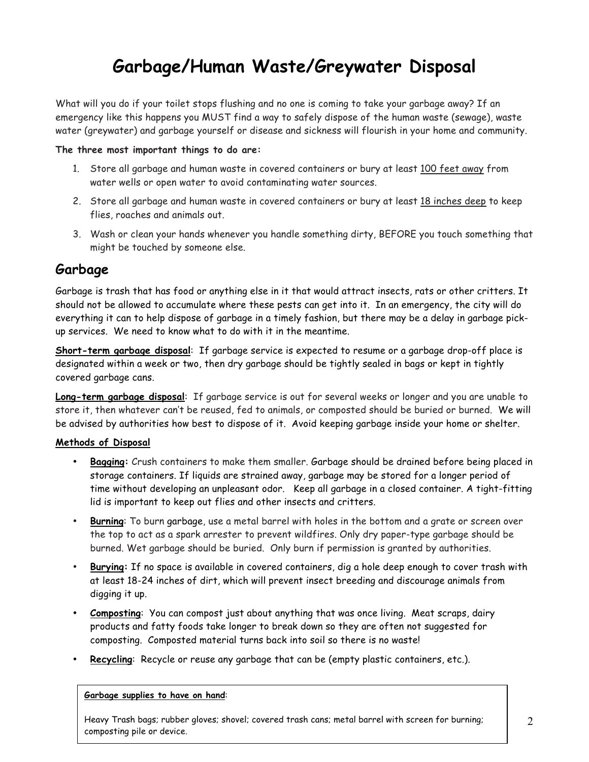# Garbage/Human Waste/Greywater Disposal

What will you do if your toilet stops flushing and no one is coming to take your garbage away? If an emergency like this happens you MUST find a way to safely dispose of the human waste (sewage), waste water (greywater) and garbage yourself or disease and sickness will flourish in your home and community.

**The three most important things to do are:**

1. Store all garbage and human waste in covered containers or bury at least <u>100 feet away</u> from water wells or open water to avoid contaminating water sources.
2. Store all garbage and human waste in covered containers or bury at least <u>18 inches deep</u> to keep flies, roaches and animals out.
3. Wash or clean your hands whenever you handle something dirty, BEFORE you touch something that might be touched by someone else.

## Garbage

Garbage is trash that has food or anything else in it that would attract insects, rats or other critters. It should not be allowed to accumulate where these pests can get into it. In an emergency, the city will do everything it can to help dispose of garbage in a timely fashion, but there may be a delay in garbage pick-up services. We need to know what to do with it in the meantime.

**<u>Short-term garbage disposal</u>**: If garbage service is expected to resume or a garbage drop-off place is designated within a week or two, then dry garbage should be tightly sealed in bags or kept in tightly covered garbage cans.

**<u>Long-term garbage disposal</u>**: If garbage service is out for several weeks or longer and you are unable to store it, then whatever can't be reused, fed to animals, or composted should be buried or burned. We will be advised by authorities how best to dispose of it. Avoid keeping garbage inside your home or shelter.

**<u>Methods of Disposal</u>**

- **<u>Bagging</u>:** Crush containers to make them smaller. Garbage should be drained before being placed in storage containers. If liquids are strained away, garbage may be stored for a longer period of time without developing an unpleasant odor. Keep all garbage in a closed container. A tight-fitting lid is important to keep out flies and other insects and critters.
- **<u>Burning</u>**: To burn garbage, use a metal barrel with holes in the bottom and a grate or screen over the top to act as a spark arrester to prevent wildfires. Only dry paper-type garbage should be burned. Wet garbage should be buried. Only burn if permission is granted by authorities.
- **<u>Burying</u>:** If no space is available in covered containers, dig a hole deep enough to cover trash with at least 18-24 inches of dirt, which will prevent insect breeding and discourage animals from digging it up.
- **<u>Composting</u>**: You can compost just about anything that was once living. Meat scraps, dairy products and fatty foods take longer to break down so they are often not suggested for composting. Composted material turns back into soil so there is no waste!
- **<u>Recycling</u>**: Recycle or reuse any garbage that can be (empty plastic containers, etc.).

**<u>Garbage supplies to have on hand</u>**:

Heavy Trash bags; rubber gloves; shovel; covered trash cans; metal barrel with screen for burning; composting pile or device.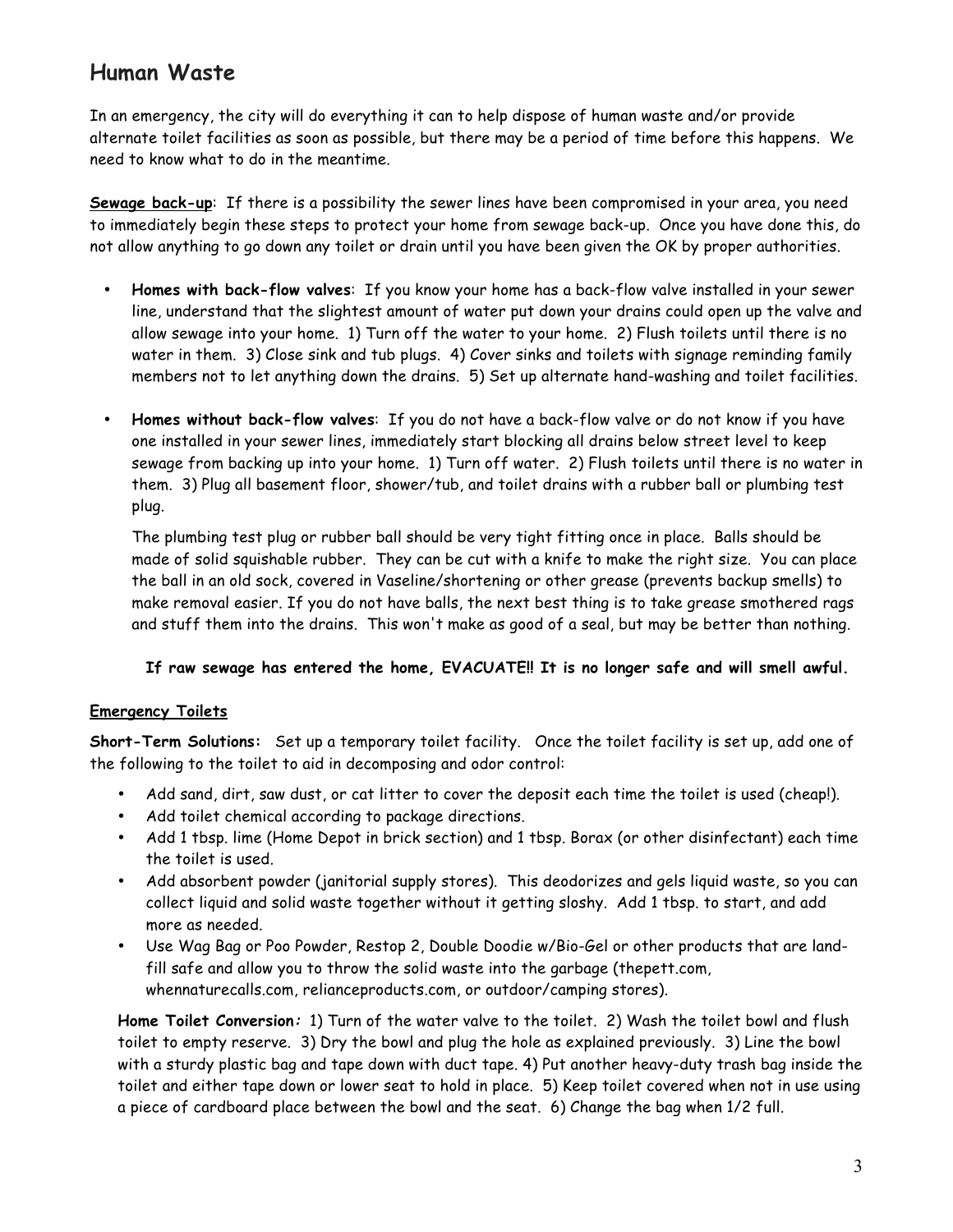# Human Waste

In an emergency, the city will do everything it can to help dispose of human waste and/or provide alternate toilet facilities as soon as possible, but there may be a period of time before this happens. We need to know what to do in the meantime.

**Sewage back-up**: If there is a possibility the sewer lines have been compromised in your area, you need to immediately begin these steps to protect your home from sewage back-up. Once you have done this, do not allow anything to go down any toilet or drain until you have been given the OK by proper authorities.

- **Homes with back-flow valves**: If you know your home has a back-flow valve installed in your sewer line, understand that the slightest amount of water put down your drains could open up the valve and allow sewage into your home. 1) Turn off the water to your home. 2) Flush toilets until there is no water in them. 3) Close sink and tub plugs. 4) Cover sinks and toilets with signage reminding family members not to let anything down the drains. 5) Set up alternate hand-washing and toilet facilities.

- **Homes without back-flow valves**: If you do not have a back-flow valve or do not know if you have one installed in your sewer lines, immediately start blocking all drains below street level to keep sewage from backing up into your home. 1) Turn off water. 2) Flush toilets until there is no water in them. 3) Plug all basement floor, shower/tub, and toilet drains with a rubber ball or plumbing test plug.

  The plumbing test plug or rubber ball should be very tight fitting once in place. Balls should be made of solid squishable rubber. They can be cut with a knife to make the right size. You can place the ball in an old sock, covered in Vaseline/shortening or other grease (prevents backup smells) to make removal easier. If you do not have balls, the next best thing is to take grease smothered rags and stuff them into the drains. This won't make as good of a seal, but may be better than nothing.

**If raw sewage has entered the home, EVACUATE!! It is no longer safe and will smell awful.**

## Emergency Toilets

**Short-Term Solutions:** Set up a temporary toilet facility. Once the toilet facility is set up, add one of the following to the toilet to aid in decomposing and odor control:

- Add sand, dirt, saw dust, or cat litter to cover the deposit each time the toilet is used (cheap!).
- Add toilet chemical according to package directions.
- Add 1 tbsp. lime (Home Depot in brick section) and 1 tbsp. Borax (or other disinfectant) each time the toilet is used.
- Add absorbent powder (janitorial supply stores). This deodorizes and gels liquid waste, so you can collect liquid and solid waste together without it getting sloshy. Add 1 tbsp. to start, and add more as needed.
- Use Wag Bag or Poo Powder, Restop 2, Double Doodie w/Bio-Gel or other products that are land-fill safe and allow you to throw the solid waste into the garbage (thepett.com, whennaturecalls.com, relianceproducts.com, or outdoor/camping stores).

**Home Toilet Conversion*:*** 1) Turn of the water valve to the toilet. 2) Wash the toilet bowl and flush toilet to empty reserve. 3) Dry the bowl and plug the hole as explained previously. 3) Line the bowl with a sturdy plastic bag and tape down with duct tape. 4) Put another heavy-duty trash bag inside the toilet and either tape down or lower seat to hold in place. 5) Keep toilet covered when not in use using a piece of cardboard place between the bowl and the seat. 6) Change the bag when 1/2 full.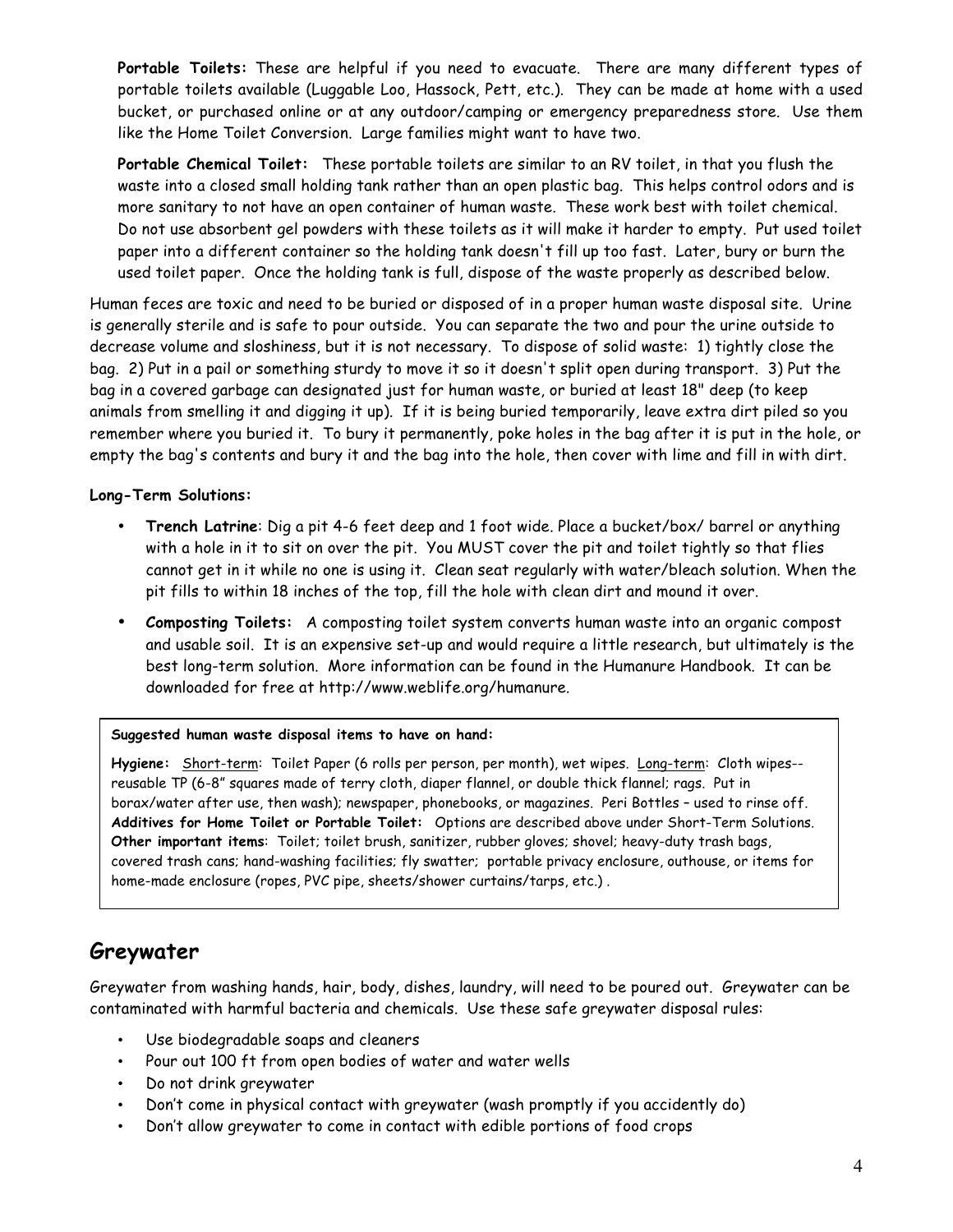**Portable Toilets:** These are helpful if you need to evacuate. There are many different types of portable toilets available (Luggable Loo, Hassock, Pett, etc.). They can be made at home with a used bucket, or purchased online or at any outdoor/camping or emergency preparedness store. Use them like the Home Toilet Conversion. Large families might want to have two.

**Portable Chemical Toilet:** These portable toilets are similar to an RV toilet, in that you flush the waste into a closed small holding tank rather than an open plastic bag. This helps control odors and is more sanitary to not have an open container of human waste. These work best with toilet chemical. Do not use absorbent gel powders with these toilets as it will make it harder to empty. Put used toilet paper into a different container so the holding tank doesn't fill up too fast. Later, bury or burn the used toilet paper. Once the holding tank is full, dispose of the waste properly as described below.

Human feces are toxic and need to be buried or disposed of in a proper human waste disposal site. Urine is generally sterile and is safe to pour outside. You can separate the two and pour the urine outside to decrease volume and sloshiness, but it is not necessary. To dispose of solid waste: 1) tightly close the bag. 2) Put in a pail or something sturdy to move it so it doesn't split open during transport. 3) Put the bag in a covered garbage can designated just for human waste, or buried at least 18" deep (to keep animals from smelling it and digging it up). If it is being buried temporarily, leave extra dirt piled so you remember where you buried it. To bury it permanently, poke holes in the bag after it is put in the hole, or empty the bag's contents and bury it and the bag into the hole, then cover with lime and fill in with dirt.

**Long-Term Solutions:**

- **Trench Latrine**: Dig a pit 4-6 feet deep and 1 foot wide. Place a bucket/box/ barrel or anything with a hole in it to sit on over the pit. You MUST cover the pit and toilet tightly so that flies cannot get in it while no one is using it. Clean seat regularly with water/bleach solution. When the pit fills to within 18 inches of the top, fill the hole with clean dirt and mound it over.
- **Composting Toilets:** A composting toilet system converts human waste into an organic compost and usable soil. It is an expensive set-up and would require a little research, but ultimately is the best long-term solution. More information can be found in the Humanure Handbook. It can be downloaded for free at http://www.weblife.org/humanure.

**Suggested human waste disposal items to have on hand:**

**Hygiene:** Short-term: Toilet Paper (6 rolls per person, per month), wet wipes. Long-term: Cloth wipes--reusable TP (6-8" squares made of terry cloth, diaper flannel, or double thick flannel; rags. Put in borax/water after use, then wash); newspaper, phonebooks, or magazines. Peri Bottles – used to rinse off.
**Additives for Home Toilet or Portable Toilet:** Options are described above under Short-Term Solutions.
**Other important items**: Toilet; toilet brush, sanitizer, rubber gloves; shovel; heavy-duty trash bags, covered trash cans; hand-washing facilities; fly swatter; portable privacy enclosure, outhouse, or items for home-made enclosure (ropes, PVC pipe, sheets/shower curtains/tarps, etc.) .

## Greywater

Greywater from washing hands, hair, body, dishes, laundry, will need to be poured out. Greywater can be contaminated with harmful bacteria and chemicals. Use these safe greywater disposal rules:

- Use biodegradable soaps and cleaners
- Pour out 100 ft from open bodies of water and water wells
- Do not drink greywater
- Don't come in physical contact with greywater (wash promptly if you accidently do)
- Don't allow greywater to come in contact with edible portions of food crops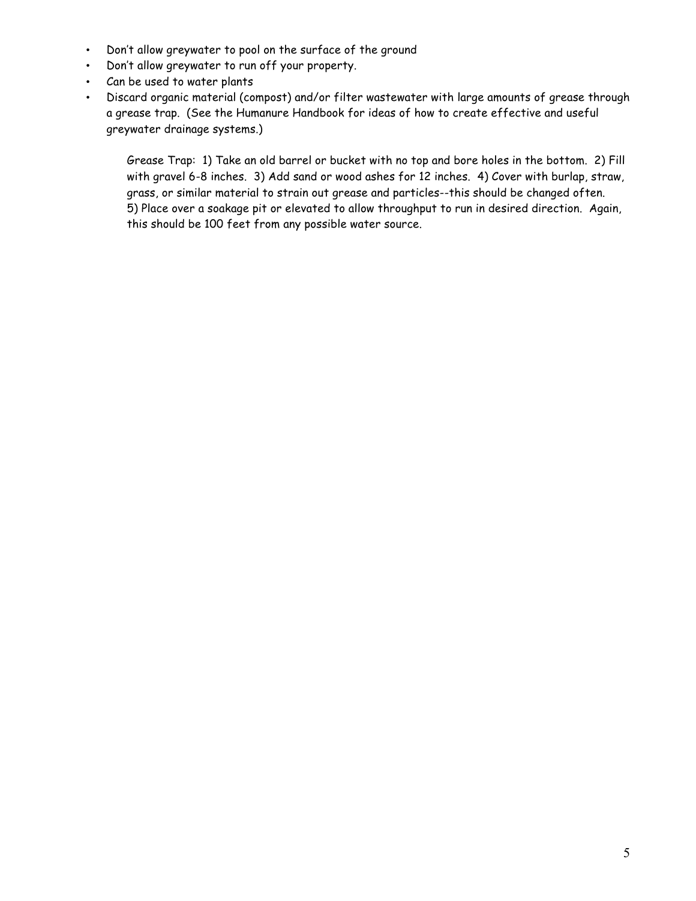- Don't allow greywater to pool on the surface of the ground
- Don't allow greywater to run off your property.
- Can be used to water plants
- Discard organic material (compost) and/or filter wastewater with large amounts of grease through a grease trap. (See the Humanure Handbook for ideas of how to create effective and useful greywater drainage systems.)

  Grease Trap: 1) Take an old barrel or bucket with no top and bore holes in the bottom. 2) Fill with gravel 6-8 inches. 3) Add sand or wood ashes for 12 inches. 4) Cover with burlap, straw, grass, or similar material to strain out grease and particles--this should be changed often. 5) Place over a soakage pit or elevated to allow throughput to run in desired direction. Again, this should be 100 feet from any possible water source.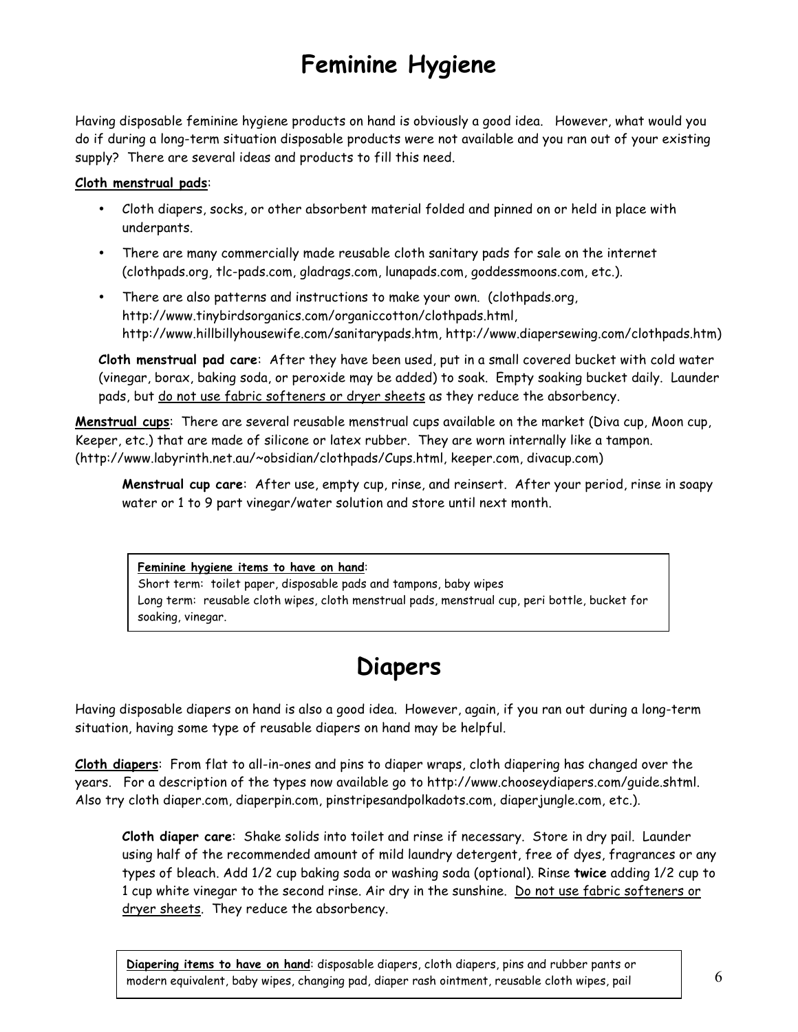# Feminine Hygiene

Having disposable feminine hygiene products on hand is obviously a good idea. However, what would you do if during a long-term situation disposable products were not available and you ran out of your existing supply? There are several ideas and products to fill this need.

**Cloth menstrual pads**:

- Cloth diapers, socks, or other absorbent material folded and pinned on or held in place with underpants.
- There are many commercially made reusable cloth sanitary pads for sale on the internet (clothpads.org, tlc-pads.com, gladrags.com, lunapads.com, goddessmoons.com, etc.).
- There are also patterns and instructions to make your own. (clothpads.org, http://www.tinybirdsorganics.com/organiccotton/clothpads.html, http://www.hillbillyhousewife.com/sanitarypads.htm, http://www.diapersewing.com/clothpads.htm)

**Cloth menstrual pad care**: After they have been used, put in a small covered bucket with cold water (vinegar, borax, baking soda, or peroxide may be added) to soak. Empty soaking bucket daily. Launder pads, but do not use fabric softeners or dryer sheets as they reduce the absorbency.

**Menstrual cups**: There are several reusable menstrual cups available on the market (Diva cup, Moon cup, Keeper, etc.) that are made of silicone or latex rubber. They are worn internally like a tampon. (http://www.labyrinth.net.au/~obsidian/clothpads/Cups.html, keeper.com, divacup.com)

**Menstrual cup care**: After use, empty cup, rinse, and reinsert. After your period, rinse in soapy water or 1 to 9 part vinegar/water solution and store until next month.

**Feminine hygiene items to have on hand**:
Short term: toilet paper, disposable pads and tampons, baby wipes
Long term: reusable cloth wipes, cloth menstrual pads, menstrual cup, peri bottle, bucket for soaking, vinegar.

# Diapers

Having disposable diapers on hand is also a good idea. However, again, if you ran out during a long-term situation, having some type of reusable diapers on hand may be helpful.

**Cloth diapers**: From flat to all-in-ones and pins to diaper wraps, cloth diapering has changed over the years. For a description of the types now available go to http://www.chooseydiapers.com/guide.shtml. Also try cloth diaper.com, diaperpin.com, pinstripesandpolkadots.com, diaperjungle.com, etc.).

**Cloth diaper care**: Shake solids into toilet and rinse if necessary. Store in dry pail. Launder using half of the recommended amount of mild laundry detergent, free of dyes, fragrances or any types of bleach. Add 1/2 cup baking soda or washing soda (optional). Rinse **twice** adding 1/2 cup to 1 cup white vinegar to the second rinse. Air dry in the sunshine. Do not use fabric softeners or dryer sheets. They reduce the absorbency.

**Diapering items to have on hand**: disposable diapers, cloth diapers, pins and rubber pants or modern equivalent, baby wipes, changing pad, diaper rash ointment, reusable cloth wipes, pail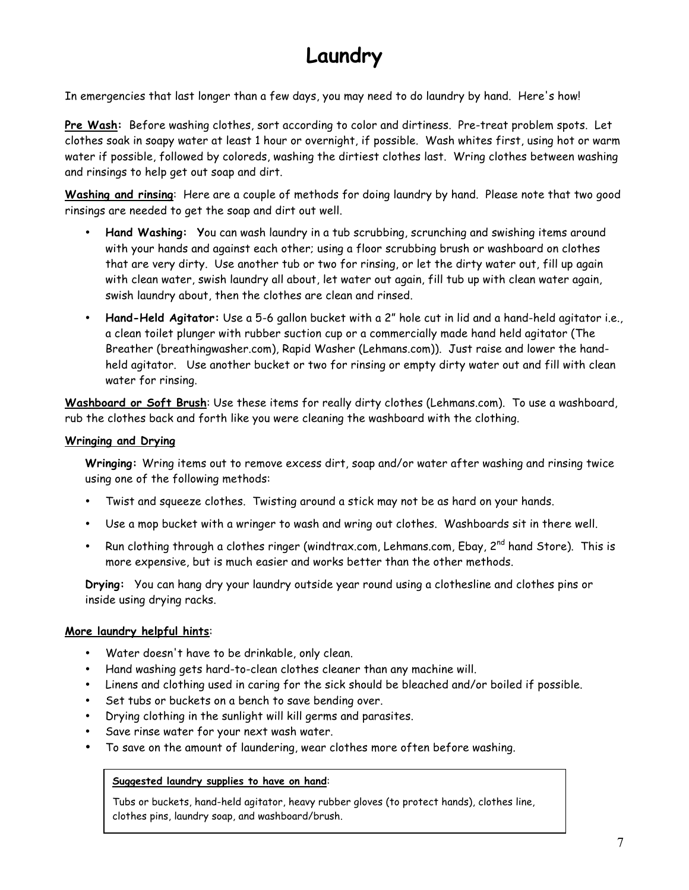# Laundry

In emergencies that last longer than a few days, you may need to do laundry by hand. Here's how!

**Pre Wash:** Before washing clothes, sort according to color and dirtiness. Pre-treat problem spots. Let clothes soak in soapy water at least 1 hour or overnight, if possible. Wash whites first, using hot or warm water if possible, followed by coloreds, washing the dirtiest clothes last. Wring clothes between washing and rinsings to help get out soap and dirt.

**Washing and rinsing**: Here are a couple of methods for doing laundry by hand. Please note that two good rinsings are needed to get the soap and dirt out well.

- **Hand Washing: Y**ou can wash laundry in a tub scrubbing, scrunching and swishing items around with your hands and against each other; using a floor scrubbing brush or washboard on clothes that are very dirty. Use another tub or two for rinsing, or let the dirty water out, fill up again with clean water, swish laundry all about, let water out again, fill tub up with clean water again, swish laundry about, then the clothes are clean and rinsed.
- **Hand-Held Agitator:** Use a 5-6 gallon bucket with a 2" hole cut in lid and a hand-held agitator i.e., a clean toilet plunger with rubber suction cup or a commercially made hand held agitator (The Breather (breathingwasher.com), Rapid Washer (Lehmans.com)). Just raise and lower the hand-held agitator. Use another bucket or two for rinsing or empty dirty water out and fill with clean water for rinsing.

**Washboard or Soft Brush**: Use these items for really dirty clothes (Lehmans.com). To use a washboard, rub the clothes back and forth like you were cleaning the washboard with the clothing.

**Wringing and Drying**

**Wringing:** Wring items out to remove excess dirt, soap and/or water after washing and rinsing twice using one of the following methods:

- Twist and squeeze clothes. Twisting around a stick may not be as hard on your hands.
- Use a mop bucket with a wringer to wash and wring out clothes. Washboards sit in there well.
- Run clothing through a clothes ringer (windtrax.com, Lehmans.com, Ebay, 2nd hand Store). This is more expensive, but is much easier and works better than the other methods.

**Drying:** You can hang dry your laundry outside year round using a clothesline and clothes pins or inside using drying racks.

**More laundry helpful hints**:

- Water doesn't have to be drinkable, only clean.
- Hand washing gets hard-to-clean clothes cleaner than any machine will.
- Linens and clothing used in caring for the sick should be bleached and/or boiled if possible.
- Set tubs or buckets on a bench to save bending over.
- Drying clothing in the sunlight will kill germs and parasites.
- Save rinse water for your next wash water.
- To save on the amount of laundering, wear clothes more often before washing.

**Suggested laundry supplies to have on hand**:

Tubs or buckets, hand-held agitator, heavy rubber gloves (to protect hands), clothes line, clothes pins, laundry soap, and washboard/brush.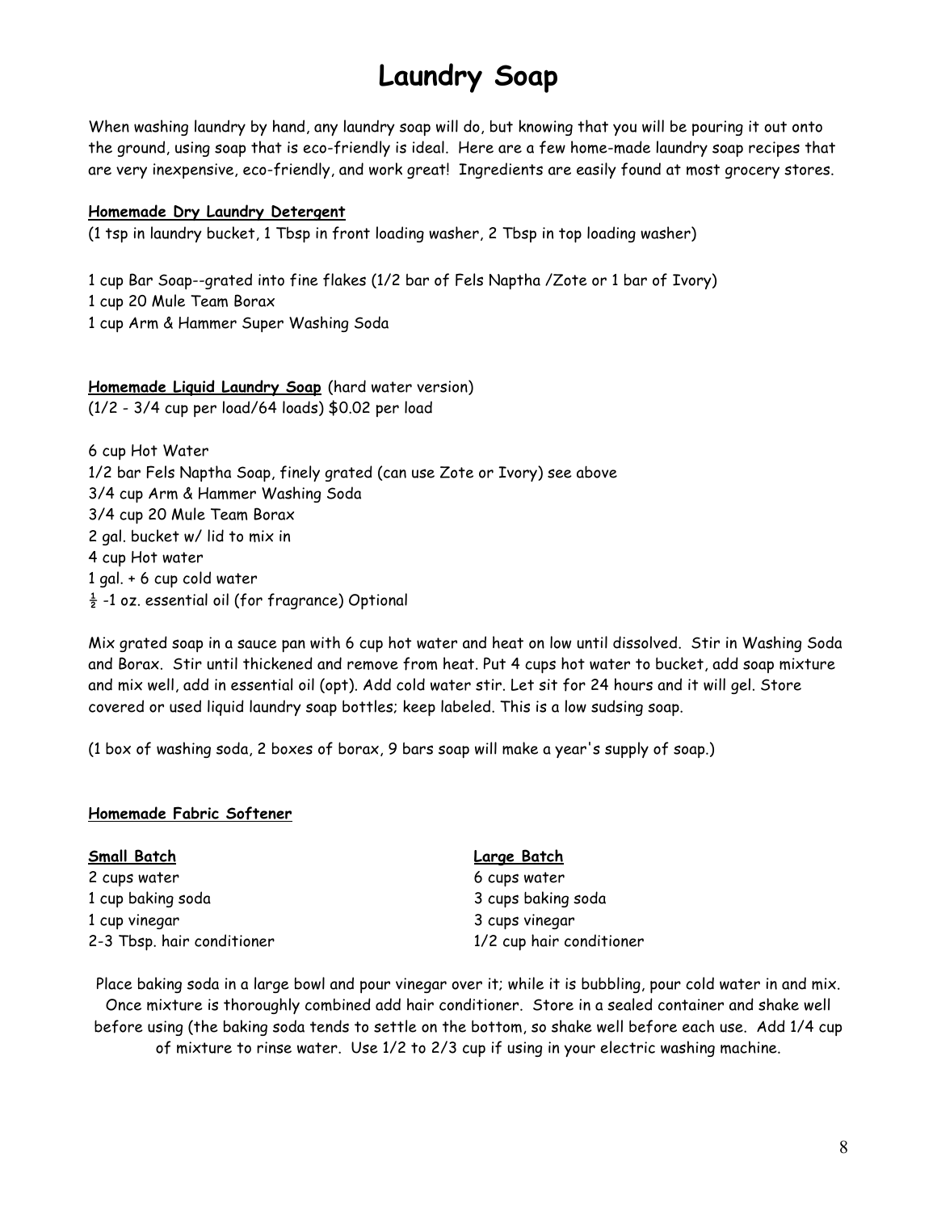# Laundry Soap

When washing laundry by hand, any laundry soap will do, but knowing that you will be pouring it out onto the ground, using soap that is eco-friendly is ideal. Here are a few home-made laundry soap recipes that are very inexpensive, eco-friendly, and work great! Ingredients are easily found at most grocery stores.

**Homemade Dry Laundry Detergent**

(1 tsp in laundry bucket, 1 Tbsp in front loading washer, 2 Tbsp in top loading washer)

1 cup Bar Soap--grated into fine flakes (1/2 bar of Fels Naptha /Zote or 1 bar of Ivory)
1 cup 20 Mule Team Borax
1 cup Arm & Hammer Super Washing Soda

**Homemade Liquid Laundry Soap** (hard water version)

(1/2 - 3/4 cup per load/64 loads) $0.02 per load

6 cup Hot Water
1/2 bar Fels Naptha Soap, finely grated (can use Zote or Ivory) see above
3/4 cup Arm & Hammer Washing Soda
3/4 cup 20 Mule Team Borax
2 gal. bucket w/ lid to mix in
4 cup Hot water
1 gal. + 6 cup cold water
½ -1 oz. essential oil (for fragrance) Optional

Mix grated soap in a sauce pan with 6 cup hot water and heat on low until dissolved. Stir in Washing Soda and Borax. Stir until thickened and remove from heat. Put 4 cups hot water to bucket, add soap mixture and mix well, add in essential oil (opt). Add cold water stir. Let sit for 24 hours and it will gel. Store covered or used liquid laundry soap bottles; keep labeled. This is a low sudsing soap.

(1 box of washing soda, 2 boxes of borax, 9 bars soap will make a year's supply of soap.)

**Homemade Fabric Softener**

**Small Batch**

2 cups water
1 cup baking soda
1 cup vinegar
2-3 Tbsp. hair conditioner

**Large Batch**

6 cups water
3 cups baking soda
3 cups vinegar
1/2 cup hair conditioner

Place baking soda in a large bowl and pour vinegar over it; while it is bubbling, pour cold water in and mix. Once mixture is thoroughly combined add hair conditioner. Store in a sealed container and shake well before using (the baking soda tends to settle on the bottom, so shake well before each use. Add 1/4 cup of mixture to rinse water. Use 1/2 to 2/3 cup if using in your electric washing machine.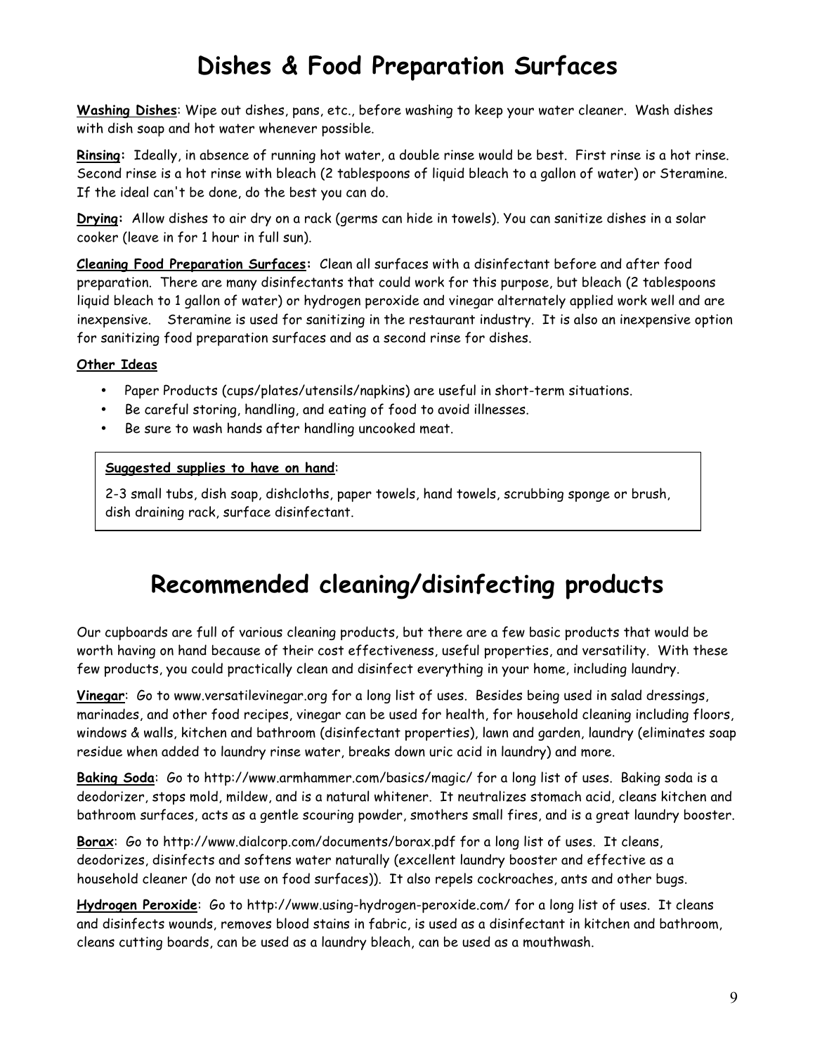# Dishes & Food Preparation Surfaces

**Washing Dishes**: Wipe out dishes, pans, etc., before washing to keep your water cleaner. Wash dishes with dish soap and hot water whenever possible.

**Rinsing:** Ideally, in absence of running hot water, a double rinse would be best. First rinse is a hot rinse. Second rinse is a hot rinse with bleach (2 tablespoons of liquid bleach to a gallon of water) or Steramine. If the ideal can't be done, do the best you can do.

**Drying:** Allow dishes to air dry on a rack (germs can hide in towels). You can sanitize dishes in a solar cooker (leave in for 1 hour in full sun).

**Cleaning Food Preparation Surfaces:** Clean all surfaces with a disinfectant before and after food preparation. There are many disinfectants that could work for this purpose, but bleach (2 tablespoons liquid bleach to 1 gallon of water) or hydrogen peroxide and vinegar alternately applied work well and are inexpensive. Steramine is used for sanitizing in the restaurant industry. It is also an inexpensive option for sanitizing food preparation surfaces and as a second rinse for dishes.

**Other Ideas**

- Paper Products (cups/plates/utensils/napkins) are useful in short-term situations.
- Be careful storing, handling, and eating of food to avoid illnesses.
- Be sure to wash hands after handling uncooked meat.

> **Suggested supplies to have on hand**:
>
> 2-3 small tubs, dish soap, dishcloths, paper towels, hand towels, scrubbing sponge or brush, dish draining rack, surface disinfectant.

# Recommended cleaning/disinfecting products

Our cupboards are full of various cleaning products, but there are a few basic products that would be worth having on hand because of their cost effectiveness, useful properties, and versatility. With these few products, you could practically clean and disinfect everything in your home, including laundry.

**Vinegar**: Go to www.versatilevinegar.org for a long list of uses. Besides being used in salad dressings, marinades, and other food recipes, vinegar can be used for health, for household cleaning including floors, windows & walls, kitchen and bathroom (disinfectant properties), lawn and garden, laundry (eliminates soap residue when added to laundry rinse water, breaks down uric acid in laundry) and more.

**Baking Soda**: Go to http://www.armhammer.com/basics/magic/ for a long list of uses. Baking soda is a deodorizer, stops mold, mildew, and is a natural whitener. It neutralizes stomach acid, cleans kitchen and bathroom surfaces, acts as a gentle scouring powder, smothers small fires, and is a great laundry booster.

**Borax**: Go to http://www.dialcorp.com/documents/borax.pdf for a long list of uses. It cleans, deodorizes, disinfects and softens water naturally (excellent laundry booster and effective as a household cleaner (do not use on food surfaces)). It also repels cockroaches, ants and other bugs.

**Hydrogen Peroxide**: Go to http://www.using-hydrogen-peroxide.com/ for a long list of uses. It cleans and disinfects wounds, removes blood stains in fabric, is used as a disinfectant in kitchen and bathroom, cleans cutting boards, can be used as a laundry bleach, can be used as a mouthwash.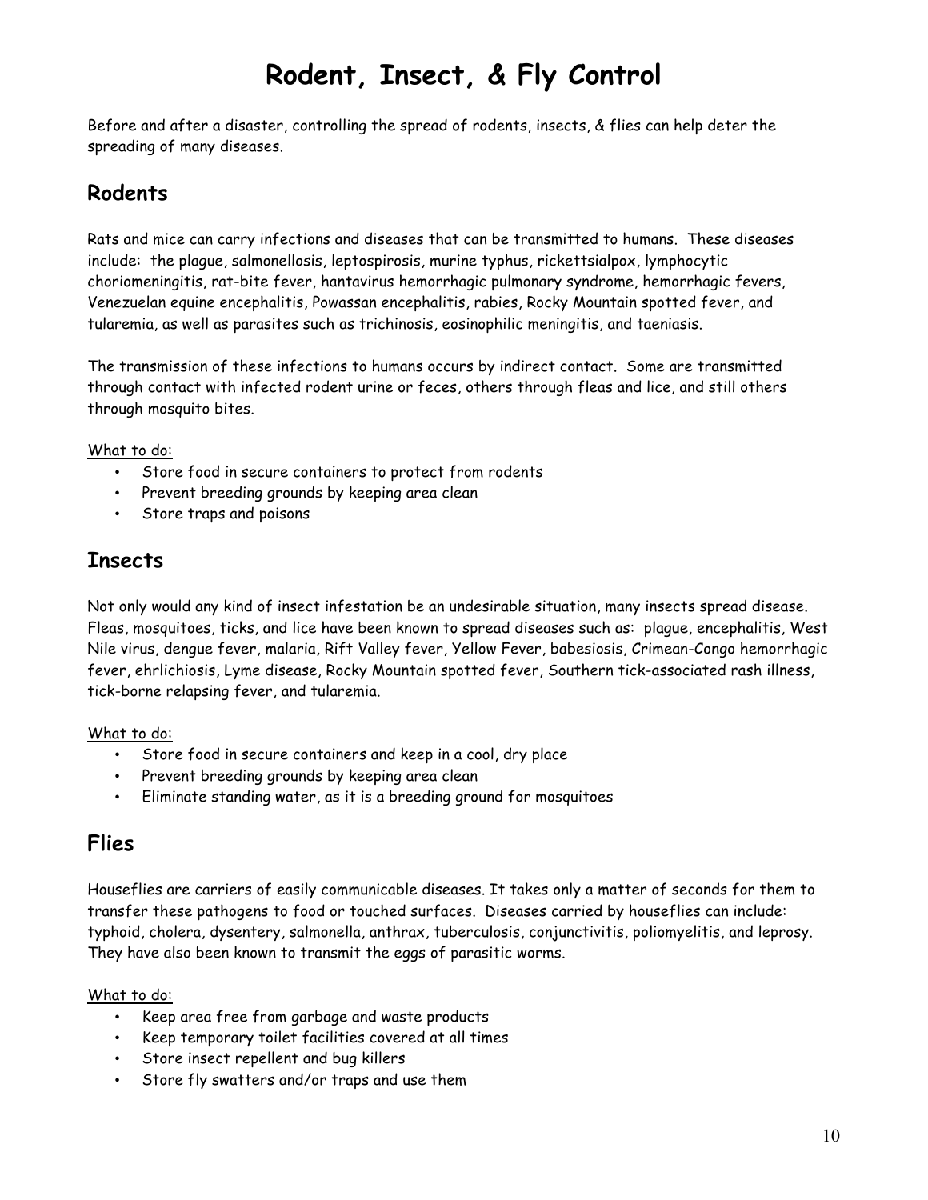# Rodent, Insect, & Fly Control

Before and after a disaster, controlling the spread of rodents, insects, & flies can help deter the spreading of many diseases.

## Rodents

Rats and mice can carry infections and diseases that can be transmitted to humans. These diseases include: the plague, salmonellosis, leptospirosis, murine typhus, rickettsialpox, lymphocytic choriomeningitis, rat-bite fever, hantavirus hemorrhagic pulmonary syndrome, hemorrhagic fevers, Venezuelan equine encephalitis, Powassan encephalitis, rabies, Rocky Mountain spotted fever, and tularemia, as well as parasites such as trichinosis, eosinophilic meningitis, and taeniasis.

The transmission of these infections to humans occurs by indirect contact. Some are transmitted through contact with infected rodent urine or feces, others through fleas and lice, and still others through mosquito bites.

What to do:

- Store food in secure containers to protect from rodents
- Prevent breeding grounds by keeping area clean
- Store traps and poisons

## Insects

Not only would any kind of insect infestation be an undesirable situation, many insects spread disease. Fleas, mosquitoes, ticks, and lice have been known to spread diseases such as: plague, encephalitis, West Nile virus, dengue fever, malaria, Rift Valley fever, Yellow Fever, babesiosis, Crimean-Congo hemorrhagic fever, ehrlichiosis, Lyme disease, Rocky Mountain spotted fever, Southern tick-associated rash illness, tick-borne relapsing fever, and tularemia.

What to do:

- Store food in secure containers and keep in a cool, dry place
- Prevent breeding grounds by keeping area clean
- Eliminate standing water, as it is a breeding ground for mosquitoes

## Flies

Houseflies are carriers of easily communicable diseases. It takes only a matter of seconds for them to transfer these pathogens to food or touched surfaces. Diseases carried by houseflies can include: typhoid, cholera, dysentery, salmonella, anthrax, tuberculosis, conjunctivitis, poliomyelitis, and leprosy. They have also been known to transmit the eggs of parasitic worms.

What to do:

- Keep area free from garbage and waste products
- Keep temporary toilet facilities covered at all times
- Store insect repellent and bug killers
- Store fly swatters and/or traps and use them